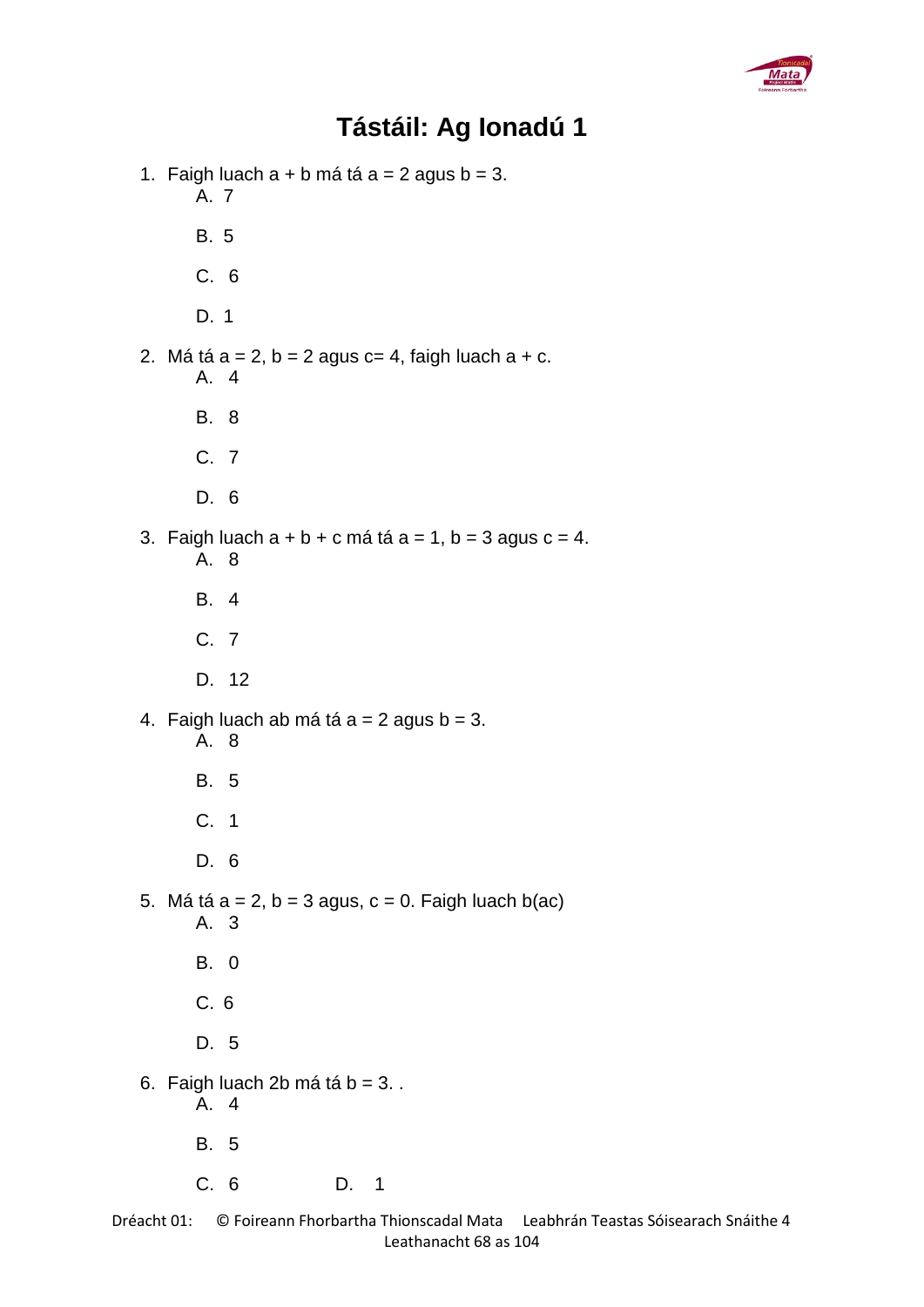# Tástáil: Ag Ionadú 1

1. Faigh luach $a + b$ má tá $a = 2$ agus $b = 3$.
    - A. 7
    - B. 5
    - C. 6
    - D. 1
2. Má tá $a = 2$, $b = 2$ agus $c= 4$, faigh luach $a + c$.
    - A. 4
    - B. 8
    - C. 7
    - D. 6
3. Faigh luach $a + b + c$ má tá $a = 1$, $b = 3$ agus $c = 4$.
    - A. 8
    - B. 4
    - C. 7
    - D. 12
4. Faigh luach $ab$ má tá $a = 2$ agus $b = 3$.
    - A. 8
    - B. 5
    - C. 1
    - D. 6
5. Má tá $a = 2$, $b = 3$ agus, $c = 0$. Faigh luach $b(ac)$
    - A. 3
    - B. 0
    - C. 6
    - D. 5
6. Faigh luach $2b$ má tá $b = 3$. .
    - A. 4
    - B. 5
    - C. 6
    - D. 1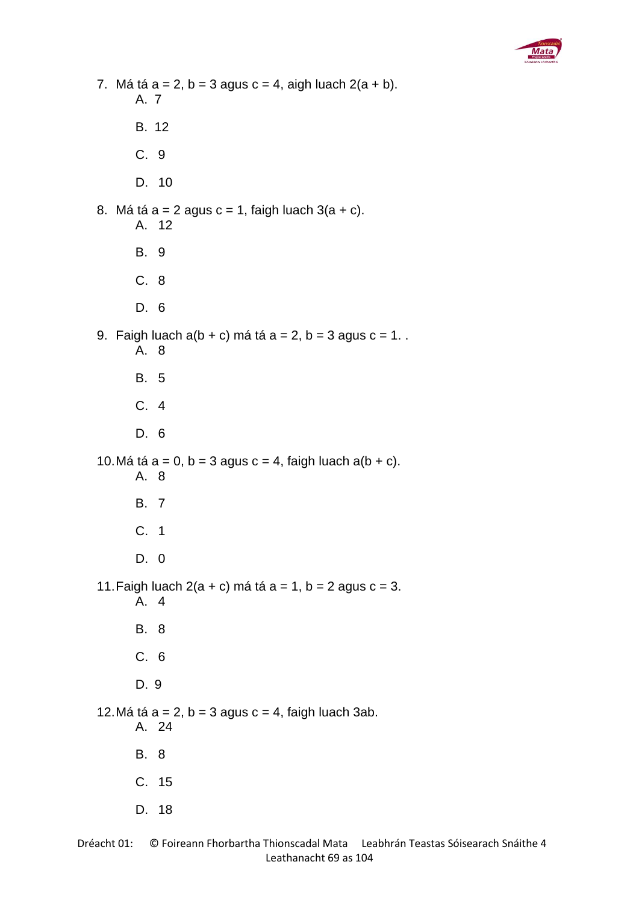7. Má tá $a = 2$, $b = 3$ agus $c = 4$, aigh luach $2(a + b)$.
   A. 7

   B. 12

   C. 9

   D. 10

8. Má tá $a = 2$ agus $c = 1$, faigh luach $3(a + c)$.
   A. 12

   B. 9

   C. 8

   D. 6

9. Faigh luach $a(b + c)$ má tá $a = 2$, $b = 3$ agus $c = 1$. .
   A. 8

   B. 5

   C. 4

   D. 6

10. Má tá $a = 0$, $b = 3$ agus $c = 4$, faigh luach $a(b + c)$.
    A. 8

    B. 7

    C. 1

    D. 0

11. Faigh luach $2(a + c)$ má tá $a = 1$, $b = 2$ agus $c = 3$.
    A. 4

    B. 8

    C. 6

    D. 9

12. Má tá $a = 2$, $b = 3$ agus $c = 4$, faigh luach $3ab$.
    A. 24

    B. 8

    C. 15

    D. 18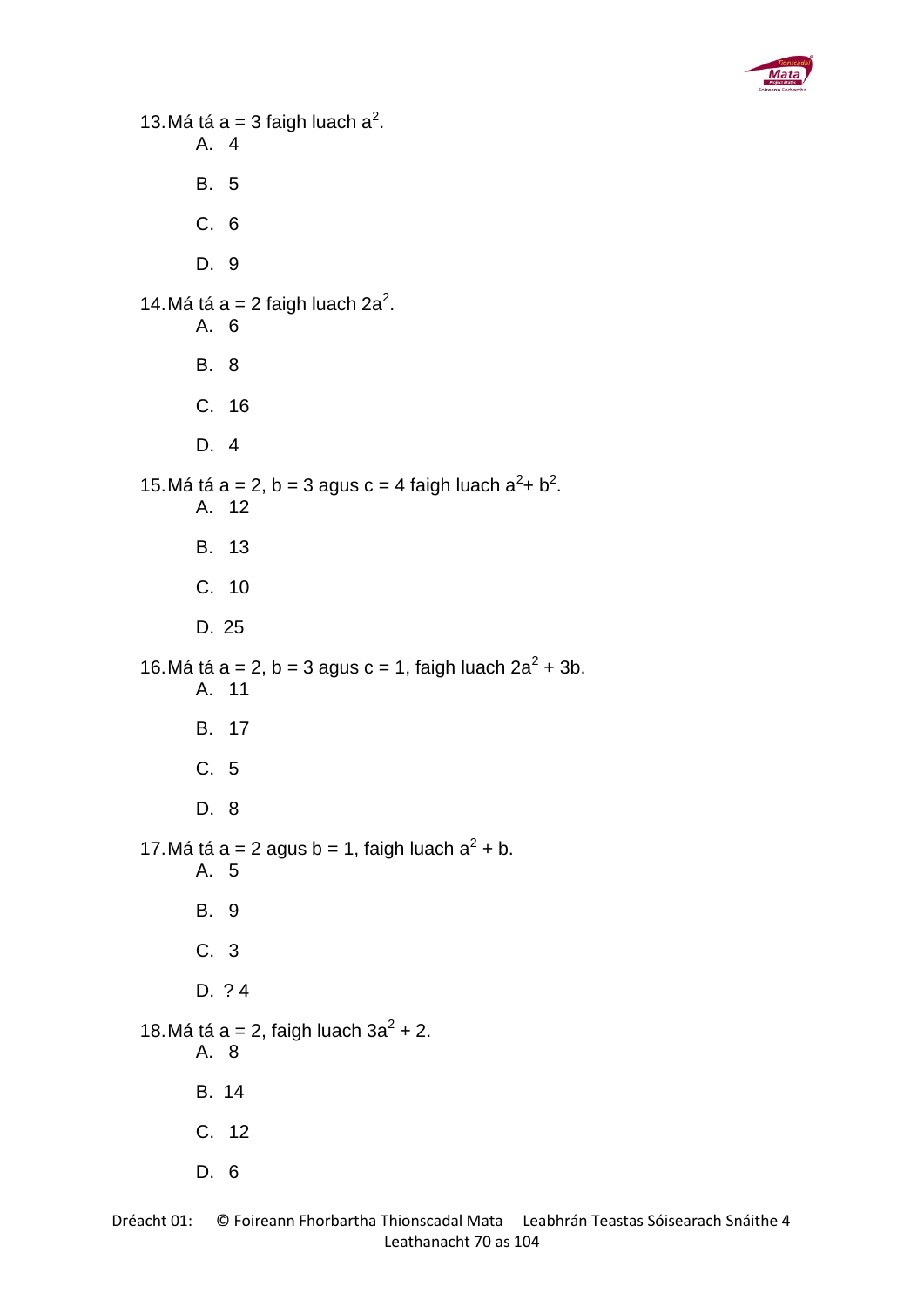13. Má tá a = 3 faigh luach $a^2$.

    A. 4

    B. 5

    C. 6

    D. 9

14. Má tá a = 2 faigh luach $2a^2$.

    A. 6

    B. 8

    C. 16

    D. 4

15. Má tá a = 2, b = 3 agus c = 4 faigh luach $a^2 + b^2$.

    A. 12

    B. 13

    C. 10

    D. 25

16. Má tá a = 2, b = 3 agus c = 1, faigh luach $2a^2 + 3b$.

    A. 11

    B. 17

    C. 5

    D. 8

17. Má tá a = 2 agus b = 1, faigh luach $a^2 + b$.

    A. 5

    B. 9

    C. 3

    D. ? 4

18. Má tá a = 2, faigh luach $3a^2 + 2$.

    A. 8

    B. 14

    C. 12

    D. 6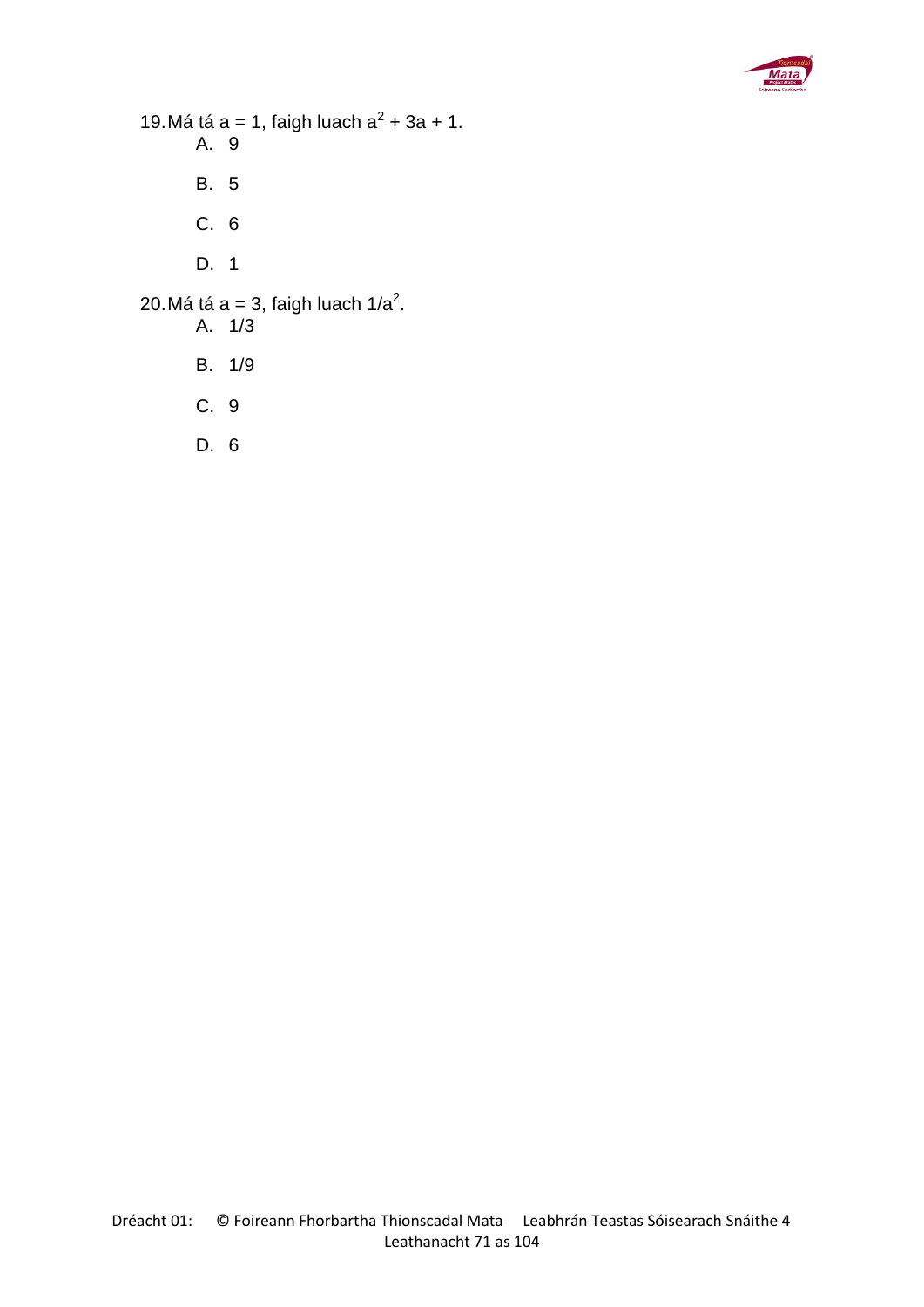19. Má tá $a = 1$, faigh luach $a^2 + 3a + 1$.
    - A. 9
    - B. 5
    - C. 6
    - D. 1

20. Má tá $a = 3$, faigh luach $1/a^2$.
    - A. 1/3
    - B. 1/9
    - C. 9
    - D. 6